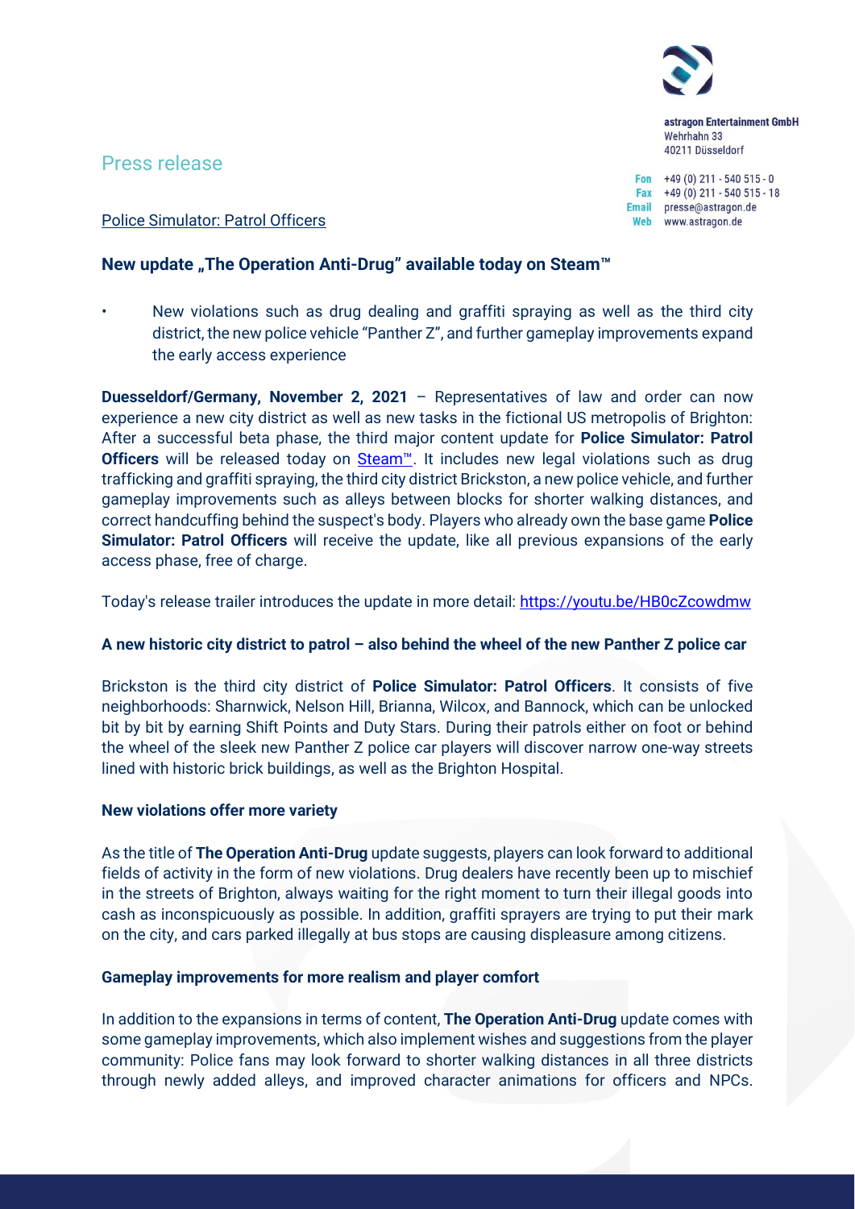astragon Entertainment GmbH
Wehrhahn 33
40211 Düsseldorf

Fon +49 (0) 211 - 540 515 - 0
Fax +49 (0) 211 - 540 515 - 18
Email presse@astragon.de
Web www.astragon.de

# Press release

Police Simulator: Patrol Officers

## New update „The Operation Anti-Drug" available today on Steam™

- New violations such as drug dealing and graffiti spraying as well as the third city district, the new police vehicle "Panther Z", and further gameplay improvements expand the early access experience

**Duesseldorf/Germany, November 2, 2021** – Representatives of law and order can now experience a new city district as well as new tasks in the fictional US metropolis of Brighton: After a successful beta phase, the third major content update for **Police Simulator: Patrol Officers** will be released today on [Steam™](). It includes new legal violations such as drug trafficking and graffiti spraying, the third city district Brickston, a new police vehicle, and further gameplay improvements such as alleys between blocks for shorter walking distances, and correct handcuffing behind the suspect's body. Players who already own the base game **Police Simulator: Patrol Officers** will receive the update, like all previous expansions of the early access phase, free of charge.

Today's release trailer introduces the update in more detail: https://youtu.be/HB0cZcowdmw

### A new historic city district to patrol – also behind the wheel of the new Panther Z police car

Brickston is the third city district of **Police Simulator: Patrol Officers**. It consists of five neighborhoods: Sharnwick, Nelson Hill, Brianna, Wilcox, and Bannock, which can be unlocked bit by bit by earning Shift Points and Duty Stars. During their patrols either on foot or behind the wheel of the sleek new Panther Z police car players will discover narrow one-way streets lined with historic brick buildings, as well as the Brighton Hospital.

### New violations offer more variety

As the title of **The Operation Anti-Drug** update suggests, players can look forward to additional fields of activity in the form of new violations. Drug dealers have recently been up to mischief in the streets of Brighton, always waiting for the right moment to turn their illegal goods into cash as inconspicuously as possible. In addition, graffiti sprayers are trying to put their mark on the city, and cars parked illegally at bus stops are causing displeasure among citizens.

### Gameplay improvements for more realism and player comfort

In addition to the expansions in terms of content, **The Operation Anti-Drug** update comes with some gameplay improvements, which also implement wishes and suggestions from the player community: Police fans may look forward to shorter walking distances in all three districts through newly added alleys, and improved character animations for officers and NPCs.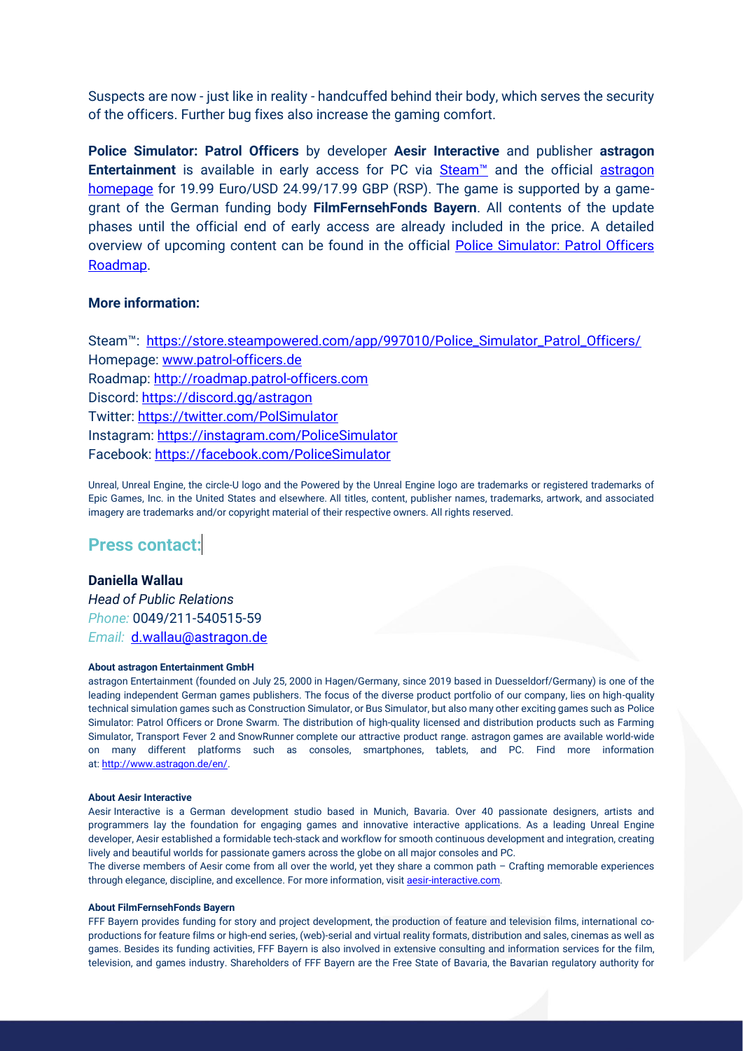Suspects are now - just like in reality - handcuffed behind their body, which serves the security of the officers. Further bug fixes also increase the gaming comfort.

**Police Simulator: Patrol Officers** by developer **Aesir Interactive** and publisher **astragon Entertainment** is available in early access for PC via [Steam™](https://store.steampowered.com/app/997010/Police_Simulator_Patrol_Officers/) and the official [astragon homepage](http://www.astragon.de/en/) for 19.99 Euro/USD 24.99/17.99 GBP (RSP). The game is supported by a game-grant of the German funding body **FilmFernsehFonds Bayern**. All contents of the update phases until the official end of early access are already included in the price. A detailed overview of upcoming content can be found in the official [Police Simulator: Patrol Officers Roadmap](http://roadmap.patrol-officers.com).

**More information:**

Steam™: [https://store.steampowered.com/app/997010/Police_Simulator_Patrol_Officers/](https://store.steampowered.com/app/997010/Police_Simulator_Patrol_Officers/)
Homepage: [www.patrol-officers.de](http://www.patrol-officers.de)
Roadmap: [http://roadmap.patrol-officers.com](http://roadmap.patrol-officers.com)
Discord: [https://discord.gg/astragon](https://discord.gg/astragon)
Twitter: [https://twitter.com/PolSimulator](https://twitter.com/PolSimulator)
Instagram: [https://instagram.com/PoliceSimulator](https://instagram.com/PoliceSimulator)
Facebook: [https://facebook.com/PoliceSimulator](https://facebook.com/PoliceSimulator)

Unreal, Unreal Engine, the circle-U logo and the Powered by the Unreal Engine logo are trademarks or registered trademarks of Epic Games, Inc. in the United States and elsewhere. All titles, content, publisher names, trademarks, artwork, and associated imagery are trademarks and/or copyright material of their respective owners. All rights reserved.

## Press contact:

**Daniella Wallau**
*Head of Public Relations*
*Phone:* 0049/211-540515-59
*Email:* [d.wallau@astragon.de](mailto:d.wallau@astragon.de)

**About astragon Entertainment GmbH**

astragon Entertainment (founded on July 25, 2000 in Hagen/Germany, since 2019 based in Duesseldorf/Germany) is one of the leading independent German games publishers. The focus of the diverse product portfolio of our company, lies on high-quality technical simulation games such as Construction Simulator, or Bus Simulator, but also many other exciting games such as Police Simulator: Patrol Officers or Drone Swarm. The distribution of high-quality licensed and distribution products such as Farming Simulator, Transport Fever 2 and SnowRunner complete our attractive product range. astragon games are available world-wide on many different platforms such as consoles, smartphones, tablets, and PC. Find more information at: [http://www.astragon.de/en/](http://www.astragon.de/en/).

**About Aesir Interactive**

Aesir Interactive is a German development studio based in Munich, Bavaria. Over 40 passionate designers, artists and programmers lay the foundation for engaging games and innovative interactive applications. As a leading Unreal Engine developer, Aesir established a formidable tech-stack and workflow for smooth continuous development and integration, creating lively and beautiful worlds for passionate gamers across the globe on all major consoles and PC.

The diverse members of Aesir come from all over the world, yet they share a common path – Crafting memorable experiences through elegance, discipline, and excellence. For more information, visit [aesir-interactive.com](http://aesir-interactive.com).

**About FilmFernsehFonds Bayern**

FFF Bayern provides funding for story and project development, the production of feature and television films, international co-productions for feature films or high-end series, (web)-serial and virtual reality formats, distribution and sales, cinemas as well as games. Besides its funding activities, FFF Bayern is also involved in extensive consulting and information services for the film, television, and games industry. Shareholders of FFF Bayern are the Free State of Bavaria, the Bavarian regulatory authority for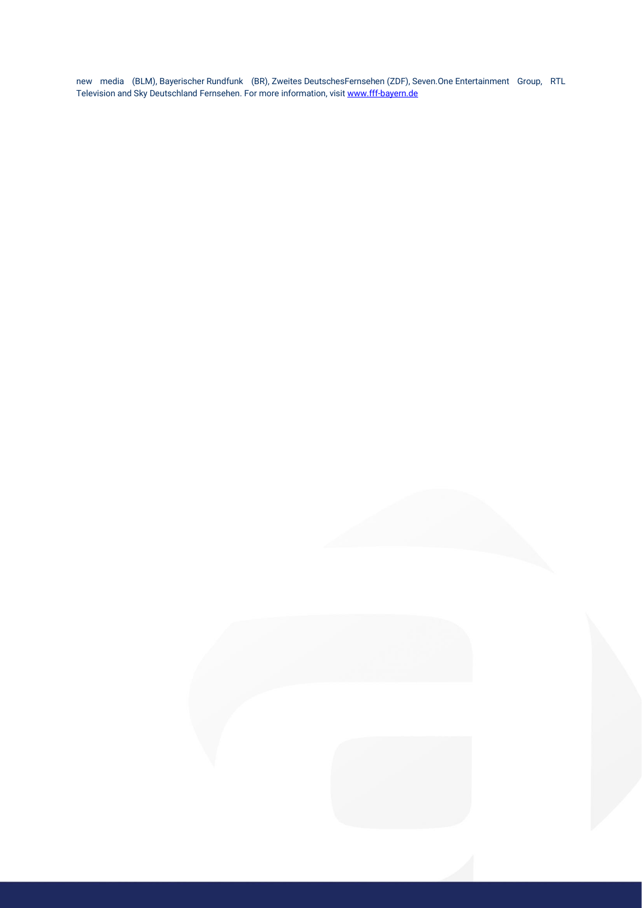new media (BLM), Bayerischer Rundfunk (BR), Zweites DeutschesFernsehen (ZDF), Seven.One Entertainment Group, RTL Television and Sky Deutschland Fernsehen. For more information, visit [www.fff-bayern.de](www.fff-bayern.de)